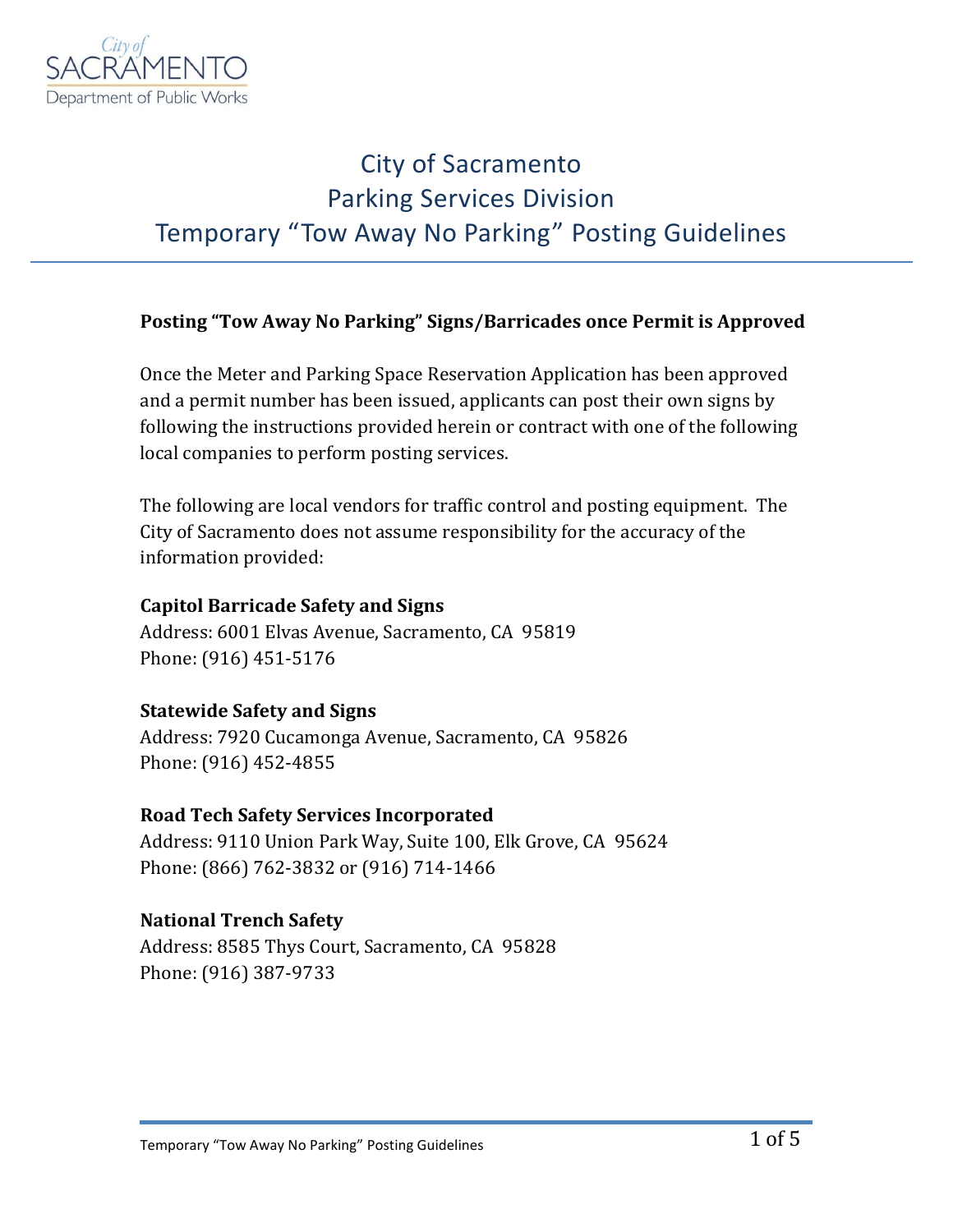# City of Sacramento
# Parking Services Division
# Temporary "Tow Away No Parking" Posting Guidelines

**Posting "Tow Away No Parking" Signs/Barricades once Permit is Approved**

Once the Meter and Parking Space Reservation Application has been approved and a permit number has been issued, applicants can post their own signs by following the instructions provided herein or contract with one of the following local companies to perform posting services.

The following are local vendors for traffic control and posting equipment. The City of Sacramento does not assume responsibility for the accuracy of the information provided:

**Capitol Barricade Safety and Signs**
Address: 6001 Elvas Avenue, Sacramento, CA 95819
Phone: (916) 451-5176

**Statewide Safety and Signs**
Address: 7920 Cucamonga Avenue, Sacramento, CA 95826
Phone: (916) 452-4855

**Road Tech Safety Services Incorporated**
Address: 9110 Union Park Way, Suite 100, Elk Grove, CA 95624
Phone: (866) 762-3832 or (916) 714-1466

**National Trench Safety**
Address: 8585 Thys Court, Sacramento, CA 95828
Phone: (916) 387-9733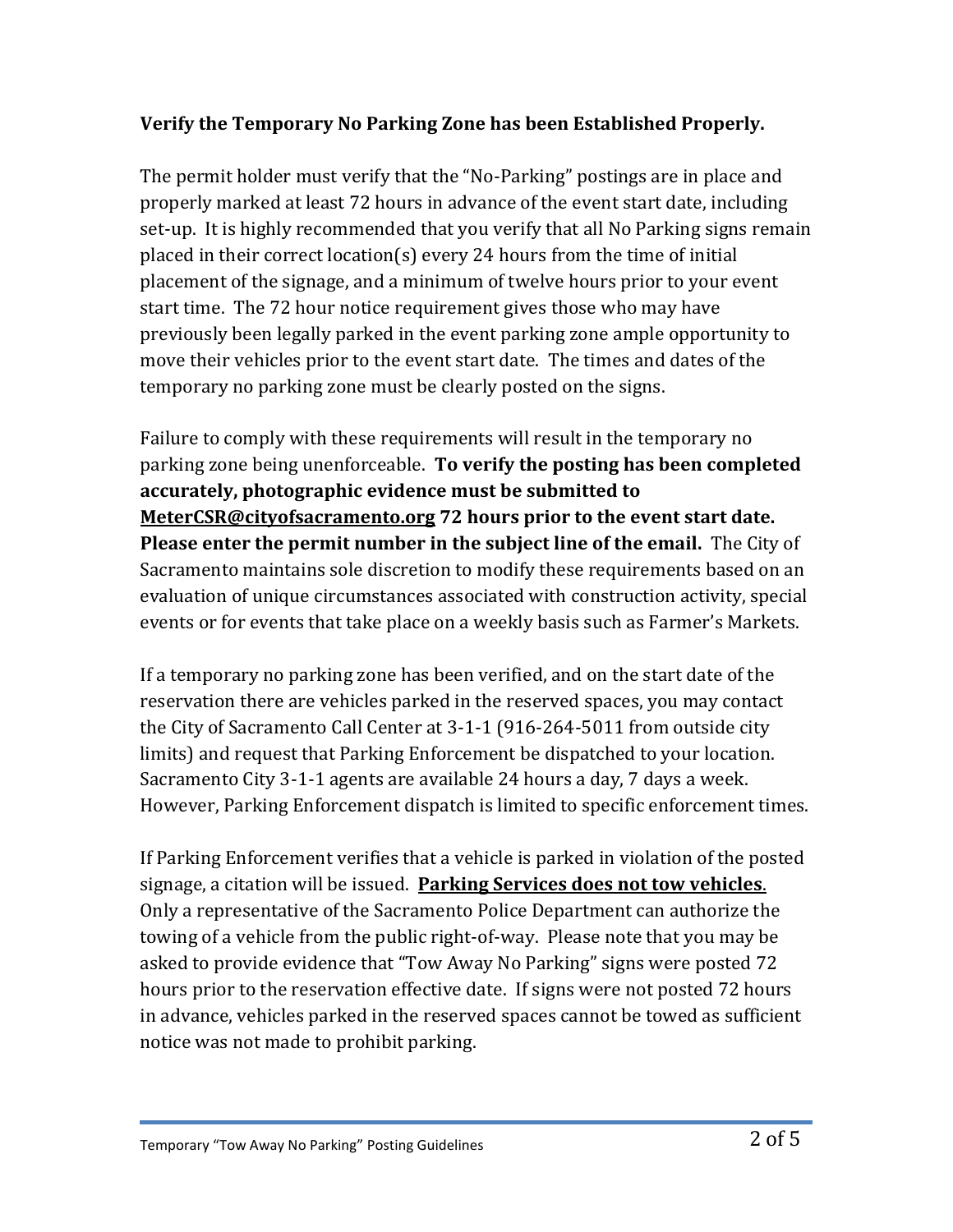**Verify the Temporary No Parking Zone has been Established Properly.**

The permit holder must verify that the "No-Parking" postings are in place and properly marked at least 72 hours in advance of the event start date, including set-up. It is highly recommended that you verify that all No Parking signs remain placed in their correct location(s) every 24 hours from the time of initial placement of the signage, and a minimum of twelve hours prior to your event start time. The 72 hour notice requirement gives those who may have previously been legally parked in the event parking zone ample opportunity to move their vehicles prior to the event start date. The times and dates of the temporary no parking zone must be clearly posted on the signs.

Failure to comply with these requirements will result in the temporary no parking zone being unenforceable. **To verify the posting has been completed accurately, photographic evidence must be submitted to MeterCSR@cityofsacramento.org 72 hours prior to the event start date. Please enter the permit number in the subject line of the email.** The City of Sacramento maintains sole discretion to modify these requirements based on an evaluation of unique circumstances associated with construction activity, special events or for events that take place on a weekly basis such as Farmer's Markets.

If a temporary no parking zone has been verified, and on the start date of the reservation there are vehicles parked in the reserved spaces, you may contact the City of Sacramento Call Center at 3-1-1 (916-264-5011 from outside city limits) and request that Parking Enforcement be dispatched to your location. Sacramento City 3-1-1 agents are available 24 hours a day, 7 days a week. However, Parking Enforcement dispatch is limited to specific enforcement times.

If Parking Enforcement verifies that a vehicle is parked in violation of the posted signage, a citation will be issued. **<u>Parking Services does not tow vehicles</u>**. Only a representative of the Sacramento Police Department can authorize the towing of a vehicle from the public right-of-way. Please note that you may be asked to provide evidence that "Tow Away No Parking" signs were posted 72 hours prior to the reservation effective date. If signs were not posted 72 hours in advance, vehicles parked in the reserved spaces cannot be towed as sufficient notice was not made to prohibit parking.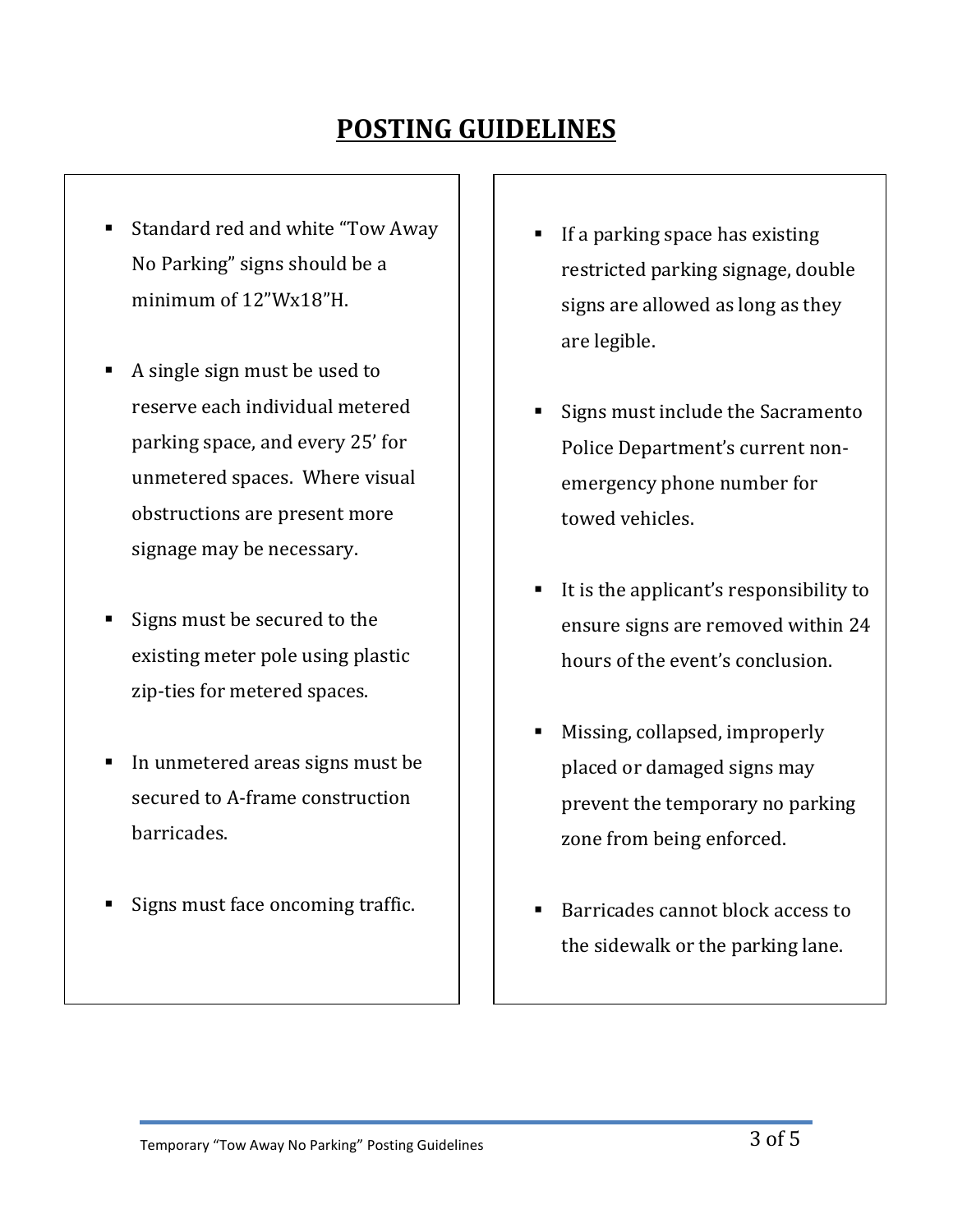# POSTING GUIDELINES

- Standard red and white "Tow Away No Parking" signs should be a minimum of 12"Wx18"H.
- A single sign must be used to reserve each individual metered parking space, and every 25' for unmetered spaces. Where visual obstructions are present more signage may be necessary.
- Signs must be secured to the existing meter pole using plastic zip-ties for metered spaces.
- In unmetered areas signs must be secured to A-frame construction barricades.
- Signs must face oncoming traffic.
- If a parking space has existing restricted parking signage, double signs are allowed as long as they are legible.
- Signs must include the Sacramento Police Department's current non-emergency phone number for towed vehicles.
- It is the applicant's responsibility to ensure signs are removed within 24 hours of the event's conclusion.
- Missing, collapsed, improperly placed or damaged signs may prevent the temporary no parking zone from being enforced.
- Barricades cannot block access to the sidewalk or the parking lane.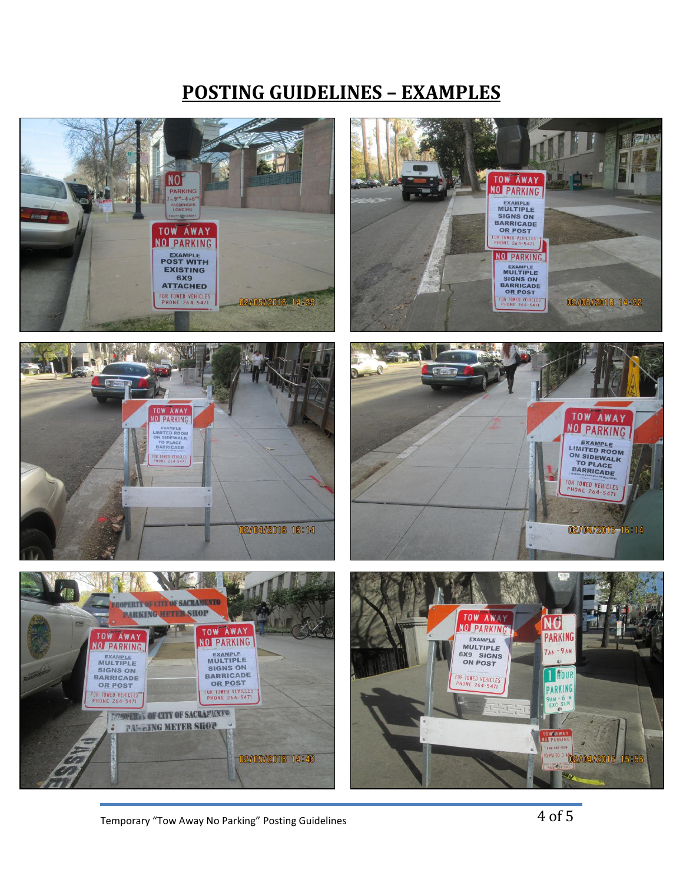# POSTING GUIDELINES – EXAMPLES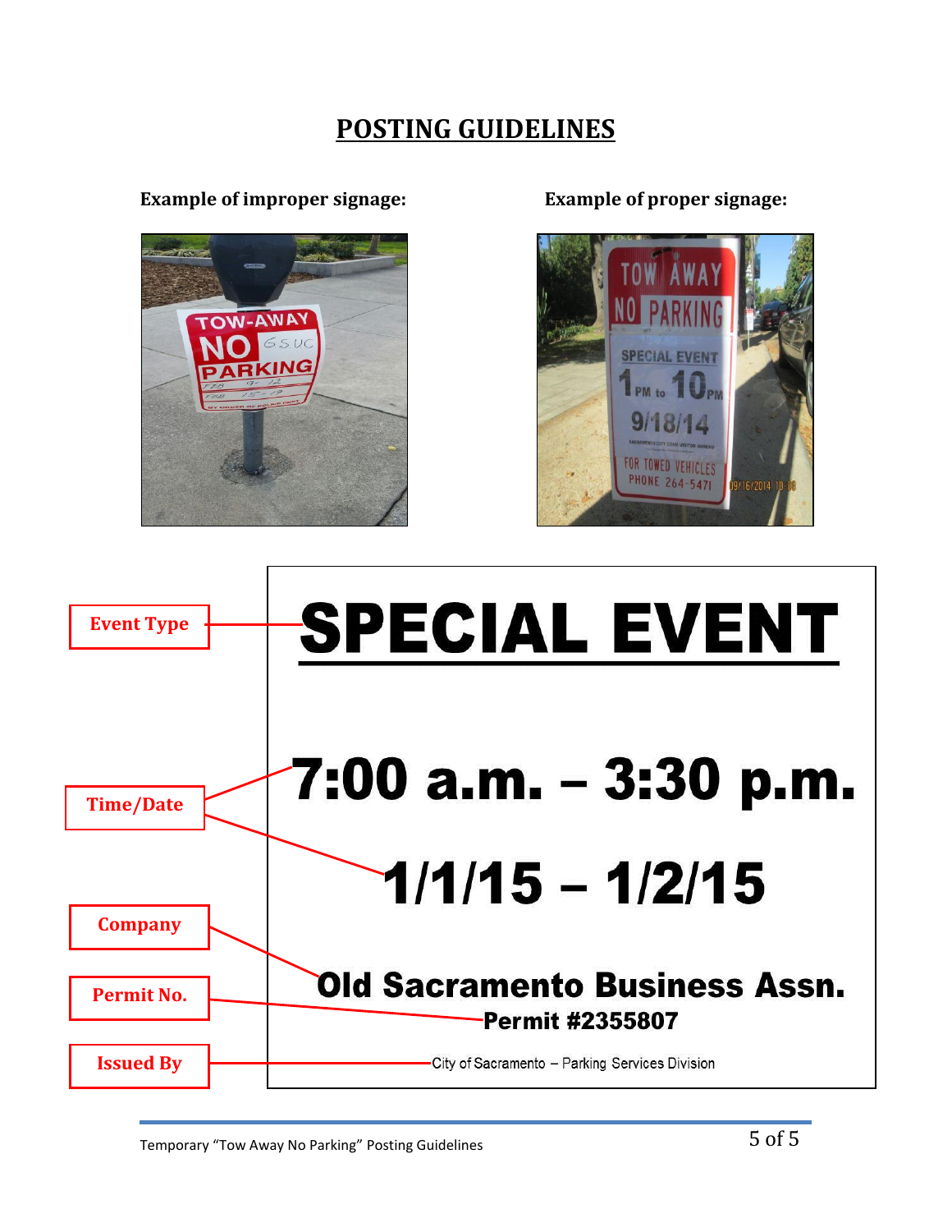# POSTING GUIDELINES

**Example of improper signage:**

**Example of proper signage:**

Event Type — **SPECIAL EVENT**

Time/Date — **7:00 a.m. – 3:30 p.m.**

**1/1/15 – 1/2/15**

Company — **Old Sacramento Business Assn.**

Permit No. — **Permit #2355807**

Issued By — City of Sacramento – Parking Services Division